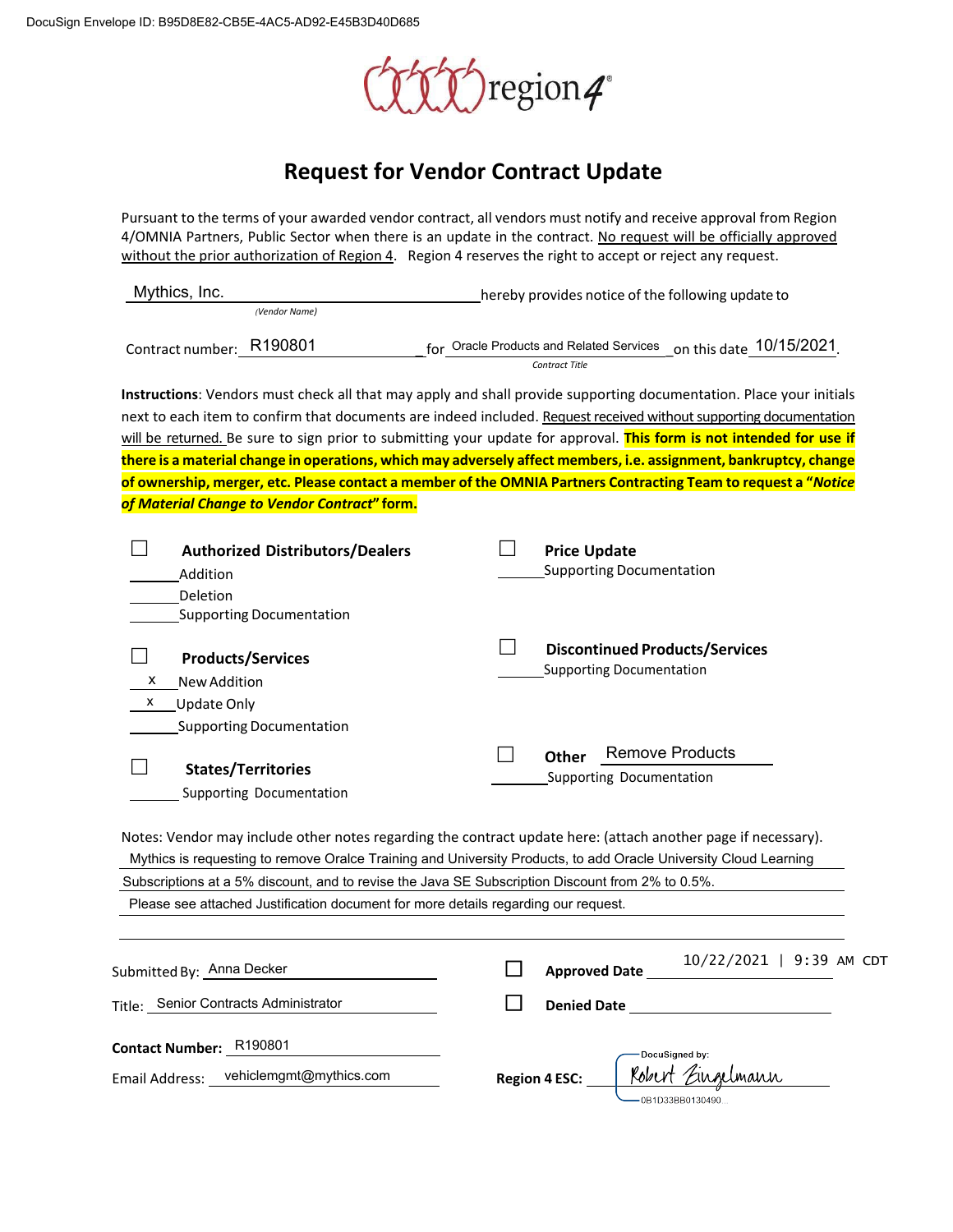DocuSign Envelope ID: B95D8E82-CB5E-4AC5-AD92-E45B3D40D685

region4

# Request for Vendor Contract Update

Pursuant to the terms of your awarded vendor contract, all vendors must notify and receive approval from Region 4/OMNIA Partners, Public Sector when there is an update in the contract. No request will be officially approved without the prior authorization of Region 4. Region 4 reserves the right to accept or reject any request.

Mythics, Inc. hereby provides notice of the following update to
(Vendor Name)

Contract number: R190801 for Oracle Products and Related Services on this date 10/15/2021.
Contract Title

**Instructions**: Vendors must check all that may apply and shall provide supporting documentation. Place your initials next to each item to confirm that documents are indeed included. Request received without supporting documentation will be returned. Be sure to sign prior to submitting your update for approval. **This form is not intended for use if there is a material change in operations, which may adversely affect members, i.e. assignment, bankruptcy, change of ownership, merger, etc. Please contact a member of the OMNIA Partners Contracting Team to request a "*Notice of Material Change to Vendor Contract*" form.**

☐ **Authorized Distributors/Dealers**
_____ Addition
_____ Deletion
_____ Supporting Documentation

☐ **Products/Services**
x New Addition
x Update Only
_____ Supporting Documentation

☐ **States/Territories**
_____ Supporting Documentation

☐ **Price Update**
_____ Supporting Documentation

☐ **Discontinued Products/Services**
_____ Supporting Documentation

☐ **Other** Remove Products
_____ Supporting Documentation

Notes: Vendor may include other notes regarding the contract update here: (attach another page if necessary).
Mythics is requesting to remove Oralce Training and University Products, to add Oracle University Cloud Learning Subscriptions at a 5% discount, and to revise the Java SE Subscription Discount from 2% to 0.5%.
Please see attached Justification document for more details regarding our request.

Submitted By: Anna Decker

Title: Senior Contracts Administrator

**Contact Number:** R190801

Email Address: vehiclemgmt@mythics.com

☐ **Approved Date** 10/22/2021 | 9:39 AM CDT

☐ **Denied Date** ____________

**Region 4 ESC:** DocuSigned by: Robert Zingelmann
0B1D33BB0130490...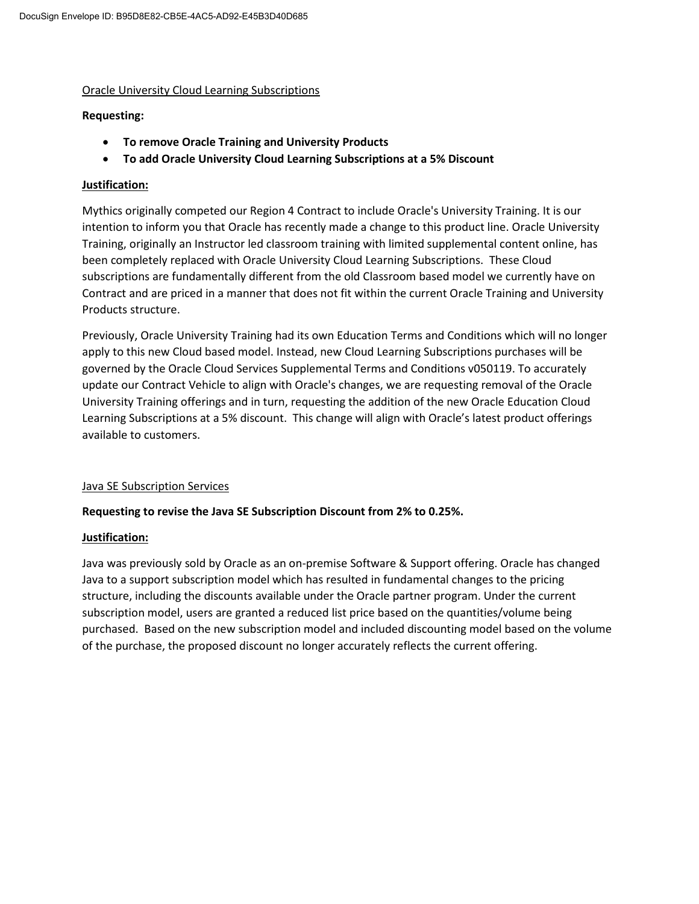<u>Oracle University Cloud Learning Subscriptions</u>

**Requesting:**

- **To remove Oracle Training and University Products**
- **To add Oracle University Cloud Learning Subscriptions at a 5% Discount**

**<u>Justification:</u>**

Mythics originally competed our Region 4 Contract to include Oracle's University Training. It is our intention to inform you that Oracle has recently made a change to this product line. Oracle University Training, originally an Instructor led classroom training with limited supplemental content online, has been completely replaced with Oracle University Cloud Learning Subscriptions. These Cloud subscriptions are fundamentally different from the old Classroom based model we currently have on Contract and are priced in a manner that does not fit within the current Oracle Training and University Products structure.

Previously, Oracle University Training had its own Education Terms and Conditions which will no longer apply to this new Cloud based model. Instead, new Cloud Learning Subscriptions purchases will be governed by the Oracle Cloud Services Supplemental Terms and Conditions v050119. To accurately update our Contract Vehicle to align with Oracle's changes, we are requesting removal of the Oracle University Training offerings and in turn, requesting the addition of the new Oracle Education Cloud Learning Subscriptions at a 5% discount. This change will align with Oracle's latest product offerings available to customers.

<u>Java SE Subscription Services</u>

**Requesting to revise the Java SE Subscription Discount from 2% to 0.25%.**

**<u>Justification:</u>**

Java was previously sold by Oracle as an on-premise Software & Support offering. Oracle has changed Java to a support subscription model which has resulted in fundamental changes to the pricing structure, including the discounts available under the Oracle partner program. Under the current subscription model, users are granted a reduced list price based on the quantities/volume being purchased. Based on the new subscription model and included discounting model based on the volume of the purchase, the proposed discount no longer accurately reflects the current offering.